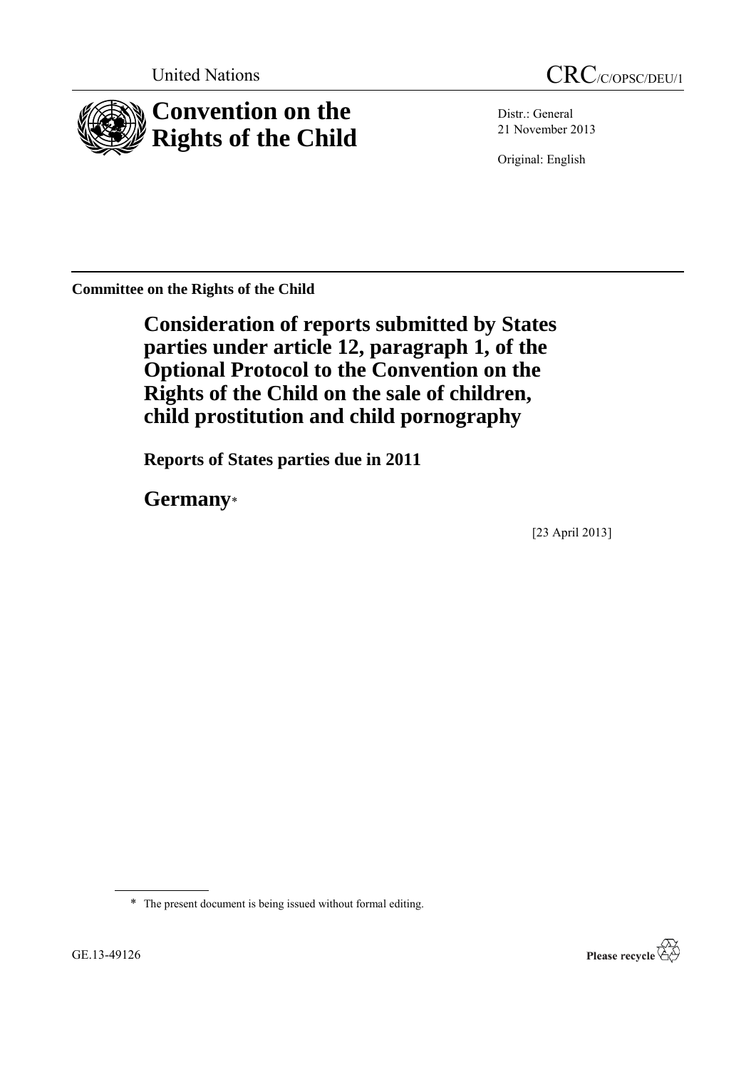United Nations

CRC/C/OPSC/DEU/1

# Convention on the Rights of the Child

Distr.: General
21 November 2013

Original: English

**Committee on the Rights of the Child**

## Consideration of reports submitted by States parties under article 12, paragraph 1, of the Optional Protocol to the Convention on the Rights of the Child on the sale of children, child prostitution and child pornography

**Reports of States parties due in 2011**

## Germany*

[23 April 2013]

\* The present document is being issued without formal editing.

GE.13-49126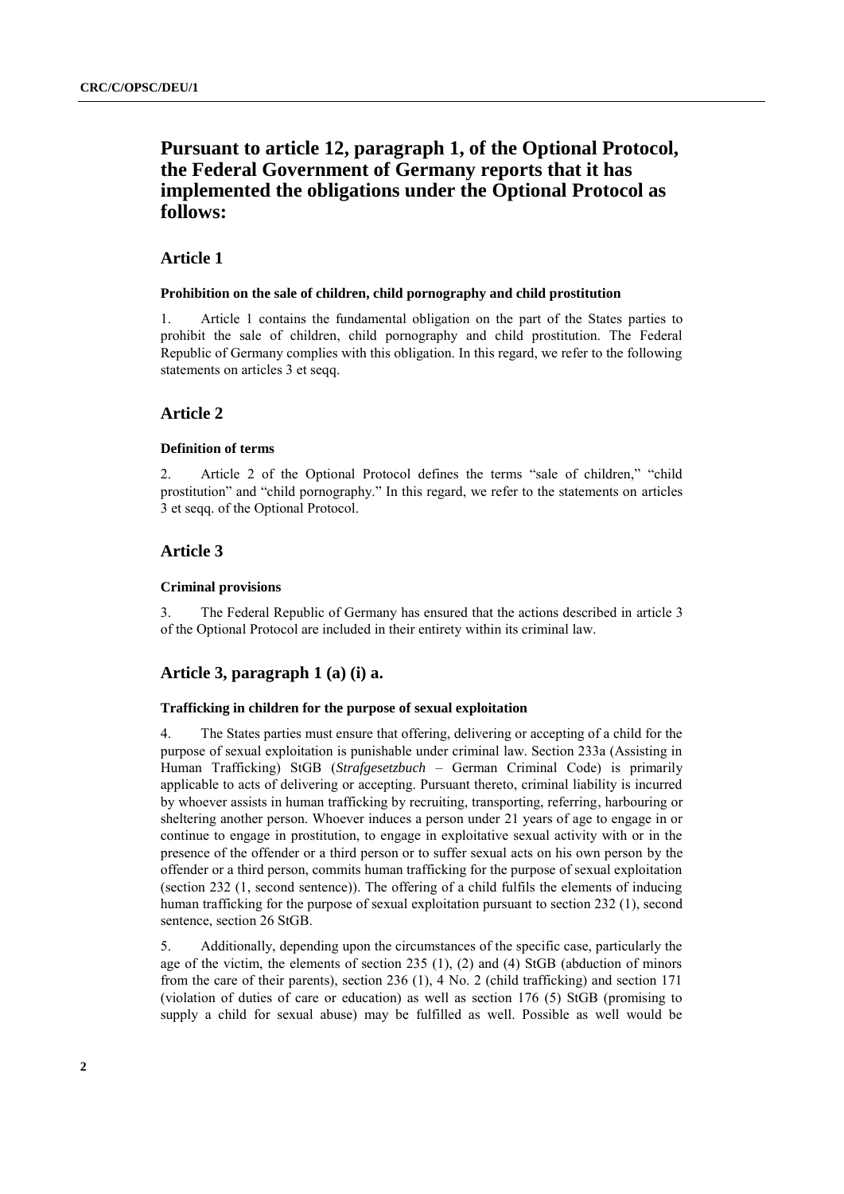## Pursuant to article 12, paragraph 1, of the Optional Protocol, the Federal Government of Germany reports that it has implemented the obligations under the Optional Protocol as follows:

### Article 1

#### Prohibition on the sale of children, child pornography and child prostitution

1. Article 1 contains the fundamental obligation on the part of the States parties to prohibit the sale of children, child pornography and child prostitution. The Federal Republic of Germany complies with this obligation. In this regard, we refer to the following statements on articles 3 et seqq.

### Article 2

#### Definition of terms

2. Article 2 of the Optional Protocol defines the terms "sale of children," "child prostitution" and "child pornography." In this regard, we refer to the statements on articles 3 et seqq. of the Optional Protocol.

### Article 3

#### Criminal provisions

3. The Federal Republic of Germany has ensured that the actions described in article 3 of the Optional Protocol are included in their entirety within its criminal law.

### Article 3, paragraph 1 (a) (i) a.

#### Trafficking in children for the purpose of sexual exploitation

4. The States parties must ensure that offering, delivering or accepting of a child for the purpose of sexual exploitation is punishable under criminal law. Section 233a (Assisting in Human Trafficking) StGB (*Strafgesetzbuch* – German Criminal Code) is primarily applicable to acts of delivering or accepting. Pursuant thereto, criminal liability is incurred by whoever assists in human trafficking by recruiting, transporting, referring, harbouring or sheltering another person. Whoever induces a person under 21 years of age to engage in or continue to engage in prostitution, to engage in exploitative sexual activity with or in the presence of the offender or a third person or to suffer sexual acts on his own person by the offender or a third person, commits human trafficking for the purpose of sexual exploitation (section 232 (1, second sentence)). The offering of a child fulfils the elements of inducing human trafficking for the purpose of sexual exploitation pursuant to section 232 (1), second sentence, section 26 StGB.

5. Additionally, depending upon the circumstances of the specific case, particularly the age of the victim, the elements of section 235 (1), (2) and (4) StGB (abduction of minors from the care of their parents), section 236 (1), 4 No. 2 (child trafficking) and section 171 (violation of duties of care or education) as well as section 176 (5) StGB (promising to supply a child for sexual abuse) may be fulfilled as well. Possible as well would be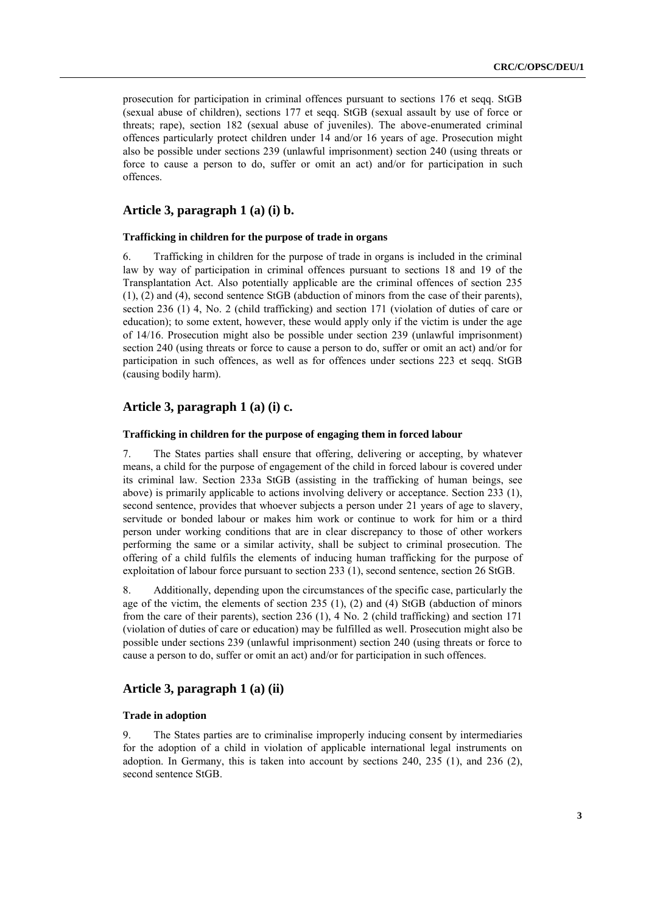prosecution for participation in criminal offences pursuant to sections 176 et seqq. StGB (sexual abuse of children), sections 177 et seqq. StGB (sexual assault by use of force or threats; rape), section 182 (sexual abuse of juveniles). The above-enumerated criminal offences particularly protect children under 14 and/or 16 years of age. Prosecution might also be possible under sections 239 (unlawful imprisonment) section 240 (using threats or force to cause a person to do, suffer or omit an act) and/or for participation in such offences.

## Article 3, paragraph 1 (a) (i) b.

### Trafficking in children for the purpose of trade in organs

6. Trafficking in children for the purpose of trade in organs is included in the criminal law by way of participation in criminal offences pursuant to sections 18 and 19 of the Transplantation Act. Also potentially applicable are the criminal offences of section 235 (1), (2) and (4), second sentence StGB (abduction of minors from the case of their parents), section 236 (1) 4, No. 2 (child trafficking) and section 171 (violation of duties of care or education); to some extent, however, these would apply only if the victim is under the age of 14/16. Prosecution might also be possible under section 239 (unlawful imprisonment) section 240 (using threats or force to cause a person to do, suffer or omit an act) and/or for participation in such offences, as well as for offences under sections 223 et seqq. StGB (causing bodily harm).

## Article 3, paragraph 1 (a) (i) c.

### Trafficking in children for the purpose of engaging them in forced labour

7. The States parties shall ensure that offering, delivering or accepting, by whatever means, a child for the purpose of engagement of the child in forced labour is covered under its criminal law. Section 233a StGB (assisting in the trafficking of human beings, see above) is primarily applicable to actions involving delivery or acceptance. Section 233 (1), second sentence, provides that whoever subjects a person under 21 years of age to slavery, servitude or bonded labour or makes him work or continue to work for him or a third person under working conditions that are in clear discrepancy to those of other workers performing the same or a similar activity, shall be subject to criminal prosecution. The offering of a child fulfils the elements of inducing human trafficking for the purpose of exploitation of labour force pursuant to section 233 (1), second sentence, section 26 StGB.

8. Additionally, depending upon the circumstances of the specific case, particularly the age of the victim, the elements of section 235 (1), (2) and (4) StGB (abduction of minors from the care of their parents), section 236 (1), 4 No. 2 (child trafficking) and section 171 (violation of duties of care or education) may be fulfilled as well. Prosecution might also be possible under sections 239 (unlawful imprisonment) section 240 (using threats or force to cause a person to do, suffer or omit an act) and/or for participation in such offences.

## Article 3, paragraph 1 (a) (ii)

### Trade in adoption

9. The States parties are to criminalise improperly inducing consent by intermediaries for the adoption of a child in violation of applicable international legal instruments on adoption. In Germany, this is taken into account by sections 240, 235 (1), and 236 (2), second sentence StGB.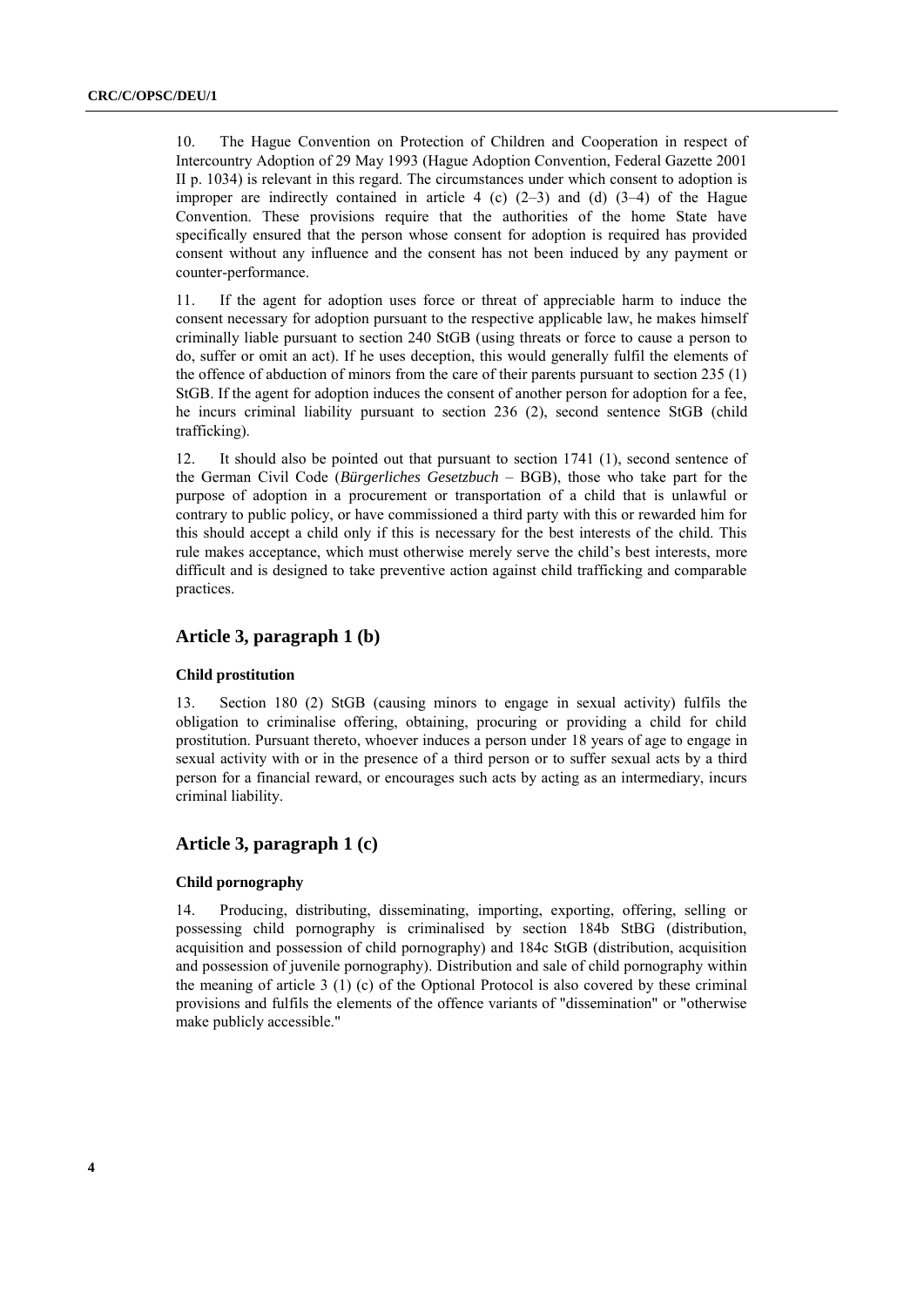10. The Hague Convention on Protection of Children and Cooperation in respect of Intercountry Adoption of 29 May 1993 (Hague Adoption Convention, Federal Gazette 2001 II p. 1034) is relevant in this regard. The circumstances under which consent to adoption is improper are indirectly contained in article 4 (c) (2–3) and (d) (3–4) of the Hague Convention. These provisions require that the authorities of the home State have specifically ensured that the person whose consent for adoption is required has provided consent without any influence and the consent has not been induced by any payment or counter-performance.

11. If the agent for adoption uses force or threat of appreciable harm to induce the consent necessary for adoption pursuant to the respective applicable law, he makes himself criminally liable pursuant to section 240 StGB (using threats or force to cause a person to do, suffer or omit an act). If he uses deception, this would generally fulfil the elements of the offence of abduction of minors from the care of their parents pursuant to section 235 (1) StGB. If the agent for adoption induces the consent of another person for adoption for a fee, he incurs criminal liability pursuant to section 236 (2), second sentence StGB (child trafficking).

12. It should also be pointed out that pursuant to section 1741 (1), second sentence of the German Civil Code (*Bürgerliches Gesetzbuch* – BGB), those who take part for the purpose of adoption in a procurement or transportation of a child that is unlawful or contrary to public policy, or have commissioned a third party with this or rewarded him for this should accept a child only if this is necessary for the best interests of the child. This rule makes acceptance, which must otherwise merely serve the child's best interests, more difficult and is designed to take preventive action against child trafficking and comparable practices.

## Article 3, paragraph 1 (b)

### Child prostitution

13. Section 180 (2) StGB (causing minors to engage in sexual activity) fulfils the obligation to criminalise offering, obtaining, procuring or providing a child for child prostitution. Pursuant thereto, whoever induces a person under 18 years of age to engage in sexual activity with or in the presence of a third person or to suffer sexual acts by a third person for a financial reward, or encourages such acts by acting as an intermediary, incurs criminal liability.

## Article 3, paragraph 1 (c)

### Child pornography

14. Producing, distributing, disseminating, importing, exporting, offering, selling or possessing child pornography is criminalised by section 184b StBG (distribution, acquisition and possession of child pornography) and 184c StGB (distribution, acquisition and possession of juvenile pornography). Distribution and sale of child pornography within the meaning of article 3 (1) (c) of the Optional Protocol is also covered by these criminal provisions and fulfils the elements of the offence variants of "dissemination" or "otherwise make publicly accessible."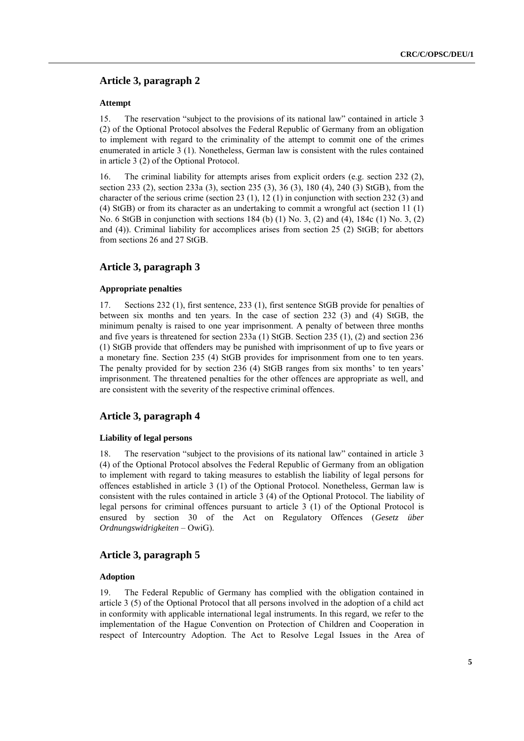## Article 3, paragraph 2

### Attempt

15. The reservation "subject to the provisions of its national law" contained in article 3 (2) of the Optional Protocol absolves the Federal Republic of Germany from an obligation to implement with regard to the criminality of the attempt to commit one of the crimes enumerated in article 3 (1). Nonetheless, German law is consistent with the rules contained in article 3 (2) of the Optional Protocol.

16. The criminal liability for attempts arises from explicit orders (e.g. section 232 (2), section 233 (2), section 233a (3), section 235 (3), 36 (3), 180 (4), 240 (3) StGB), from the character of the serious crime (section 23 (1), 12 (1) in conjunction with section 232 (3) and (4) StGB) or from its character as an undertaking to commit a wrongful act (section 11 (1) No. 6 StGB in conjunction with sections 184 (b) (1) No. 3, (2) and (4), 184c (1) No. 3, (2) and (4)). Criminal liability for accomplices arises from section 25 (2) StGB; for abettors from sections 26 and 27 StGB.

## Article 3, paragraph 3

### Appropriate penalties

17. Sections 232 (1), first sentence, 233 (1), first sentence StGB provide for penalties of between six months and ten years. In the case of section 232 (3) and (4) StGB, the minimum penalty is raised to one year imprisonment. A penalty of between three months and five years is threatened for section 233a (1) StGB. Section 235 (1), (2) and section 236 (1) StGB provide that offenders may be punished with imprisonment of up to five years or a monetary fine. Section 235 (4) StGB provides for imprisonment from one to ten years. The penalty provided for by section 236 (4) StGB ranges from six months' to ten years' imprisonment. The threatened penalties for the other offences are appropriate as well, and are consistent with the severity of the respective criminal offences.

## Article 3, paragraph 4

### Liability of legal persons

18. The reservation "subject to the provisions of its national law" contained in article 3 (4) of the Optional Protocol absolves the Federal Republic of Germany from an obligation to implement with regard to taking measures to establish the liability of legal persons for offences established in article 3 (1) of the Optional Protocol. Nonetheless, German law is consistent with the rules contained in article 3 (4) of the Optional Protocol. The liability of legal persons for criminal offences pursuant to article 3 (1) of the Optional Protocol is ensured by section 30 of the Act on Regulatory Offences (*Gesetz über Ordnungswidrigkeiten* – OwiG).

## Article 3, paragraph 5

### Adoption

19. The Federal Republic of Germany has complied with the obligation contained in article 3 (5) of the Optional Protocol that all persons involved in the adoption of a child act in conformity with applicable international legal instruments. In this regard, we refer to the implementation of the Hague Convention on Protection of Children and Cooperation in respect of Intercountry Adoption. The Act to Resolve Legal Issues in the Area of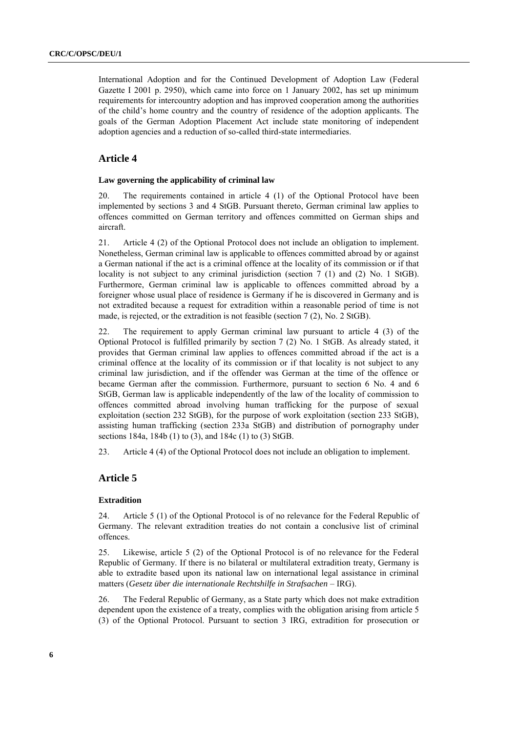International Adoption and for the Continued Development of Adoption Law (Federal Gazette I 2001 p. 2950), which came into force on 1 January 2002, has set up minimum requirements for intercountry adoption and has improved cooperation among the authorities of the child's home country and the country of residence of the adoption applicants. The goals of the German Adoption Placement Act include state monitoring of independent adoption agencies and a reduction of so-called third-state intermediaries.

## Article 4

### Law governing the applicability of criminal law

20. The requirements contained in article 4 (1) of the Optional Protocol have been implemented by sections 3 and 4 StGB. Pursuant thereto, German criminal law applies to offences committed on German territory and offences committed on German ships and aircraft.

21. Article 4 (2) of the Optional Protocol does not include an obligation to implement. Nonetheless, German criminal law is applicable to offences committed abroad by or against a German national if the act is a criminal offence at the locality of its commission or if that locality is not subject to any criminal jurisdiction (section 7 (1) and (2) No. 1 StGB). Furthermore, German criminal law is applicable to offences committed abroad by a foreigner whose usual place of residence is Germany if he is discovered in Germany and is not extradited because a request for extradition within a reasonable period of time is not made, is rejected, or the extradition is not feasible (section 7 (2), No. 2 StGB).

22. The requirement to apply German criminal law pursuant to article 4 (3) of the Optional Protocol is fulfilled primarily by section 7 (2) No. 1 StGB. As already stated, it provides that German criminal law applies to offences committed abroad if the act is a criminal offence at the locality of its commission or if that locality is not subject to any criminal law jurisdiction, and if the offender was German at the time of the offence or became German after the commission. Furthermore, pursuant to section 6 No. 4 and 6 StGB, German law is applicable independently of the law of the locality of commission to offences committed abroad involving human trafficking for the purpose of sexual exploitation (section 232 StGB), for the purpose of work exploitation (section 233 StGB), assisting human trafficking (section 233a StGB) and distribution of pornography under sections 184a, 184b (1) to (3), and 184c (1) to (3) StGB.

23. Article 4 (4) of the Optional Protocol does not include an obligation to implement.

## Article 5

### Extradition

24. Article 5 (1) of the Optional Protocol is of no relevance for the Federal Republic of Germany. The relevant extradition treaties do not contain a conclusive list of criminal offences.

25. Likewise, article 5 (2) of the Optional Protocol is of no relevance for the Federal Republic of Germany. If there is no bilateral or multilateral extradition treaty, Germany is able to extradite based upon its national law on international legal assistance in criminal matters (*Gesetz über die internationale Rechtshilfe in Strafsachen* – IRG).

26. The Federal Republic of Germany, as a State party which does not make extradition dependent upon the existence of a treaty, complies with the obligation arising from article 5 (3) of the Optional Protocol. Pursuant to section 3 IRG, extradition for prosecution or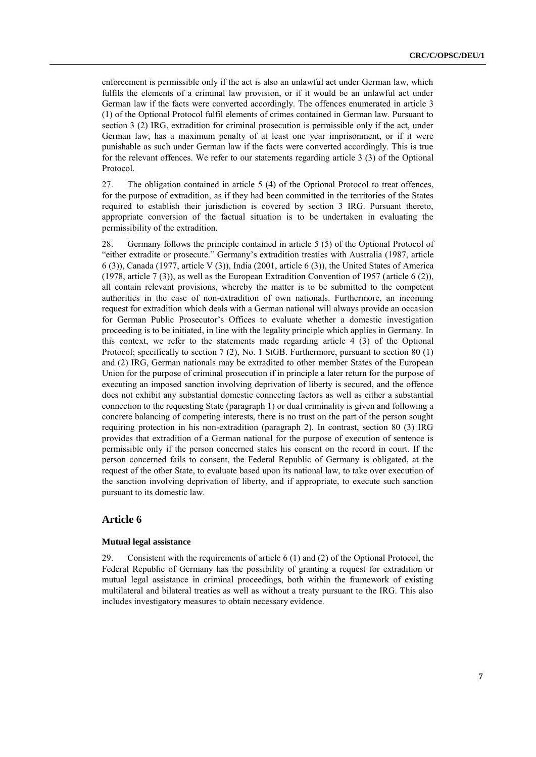enforcement is permissible only if the act is also an unlawful act under German law, which fulfils the elements of a criminal law provision, or if it would be an unlawful act under German law if the facts were converted accordingly. The offences enumerated in article 3 (1) of the Optional Protocol fulfil elements of crimes contained in German law. Pursuant to section 3 (2) IRG, extradition for criminal prosecution is permissible only if the act, under German law, has a maximum penalty of at least one year imprisonment, or if it were punishable as such under German law if the facts were converted accordingly. This is true for the relevant offences. We refer to our statements regarding article 3 (3) of the Optional Protocol.

27. The obligation contained in article 5 (4) of the Optional Protocol to treat offences, for the purpose of extradition, as if they had been committed in the territories of the States required to establish their jurisdiction is covered by section 3 IRG. Pursuant thereto, appropriate conversion of the factual situation is to be undertaken in evaluating the permissibility of the extradition.

28. Germany follows the principle contained in article 5 (5) of the Optional Protocol of "either extradite or prosecute." Germany's extradition treaties with Australia (1987, article 6 (3)), Canada (1977, article V (3)), India (2001, article 6 (3)), the United States of America (1978, article 7 (3)), as well as the European Extradition Convention of 1957 (article 6 (2)), all contain relevant provisions, whereby the matter is to be submitted to the competent authorities in the case of non-extradition of own nationals. Furthermore, an incoming request for extradition which deals with a German national will always provide an occasion for German Public Prosecutor's Offices to evaluate whether a domestic investigation proceeding is to be initiated, in line with the legality principle which applies in Germany. In this context, we refer to the statements made regarding article 4 (3) of the Optional Protocol; specifically to section 7 (2), No. 1 StGB. Furthermore, pursuant to section 80 (1) and (2) IRG, German nationals may be extradited to other member States of the European Union for the purpose of criminal prosecution if in principle a later return for the purpose of executing an imposed sanction involving deprivation of liberty is secured, and the offence does not exhibit any substantial domestic connecting factors as well as either a substantial connection to the requesting State (paragraph 1) or dual criminality is given and following a concrete balancing of competing interests, there is no trust on the part of the person sought requiring protection in his non-extradition (paragraph 2). In contrast, section 80 (3) IRG provides that extradition of a German national for the purpose of execution of sentence is permissible only if the person concerned states his consent on the record in court. If the person concerned fails to consent, the Federal Republic of Germany is obligated, at the request of the other State, to evaluate based upon its national law, to take over execution of the sanction involving deprivation of liberty, and if appropriate, to execute such sanction pursuant to its domestic law.

## Article 6

### Mutual legal assistance

29. Consistent with the requirements of article 6 (1) and (2) of the Optional Protocol, the Federal Republic of Germany has the possibility of granting a request for extradition or mutual legal assistance in criminal proceedings, both within the framework of existing multilateral and bilateral treaties as well as without a treaty pursuant to the IRG. This also includes investigatory measures to obtain necessary evidence.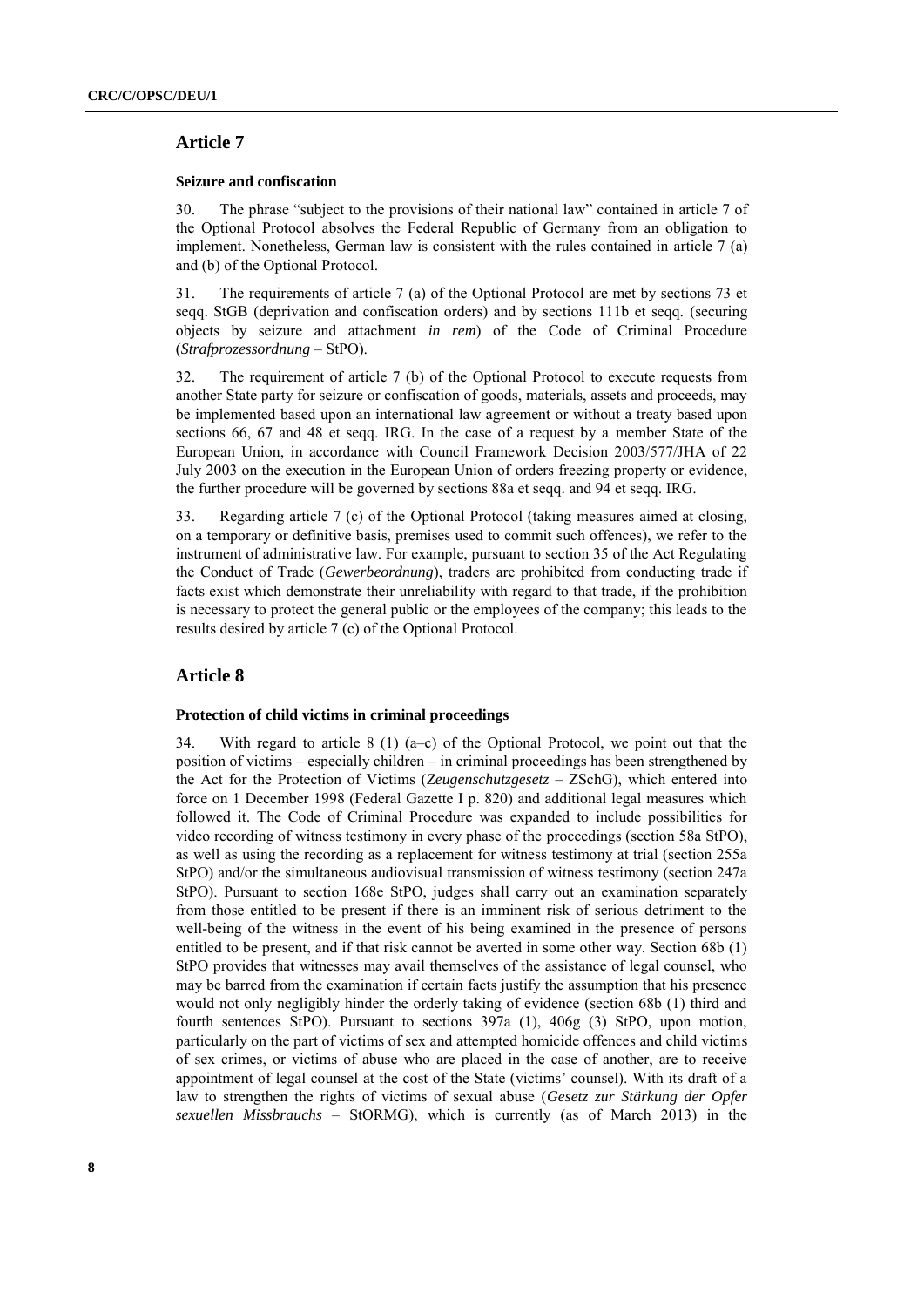## Article 7

### Seizure and confiscation

30. The phrase "subject to the provisions of their national law" contained in article 7 of the Optional Protocol absolves the Federal Republic of Germany from an obligation to implement. Nonetheless, German law is consistent with the rules contained in article 7 (a) and (b) of the Optional Protocol.

31. The requirements of article 7 (a) of the Optional Protocol are met by sections 73 et seqq. StGB (deprivation and confiscation orders) and by sections 111b et seqq. (securing objects by seizure and attachment *in rem*) of the Code of Criminal Procedure (*Strafprozessordnung* – StPO).

32. The requirement of article 7 (b) of the Optional Protocol to execute requests from another State party for seizure or confiscation of goods, materials, assets and proceeds, may be implemented based upon an international law agreement or without a treaty based upon sections 66, 67 and 48 et seqq. IRG. In the case of a request by a member State of the European Union, in accordance with Council Framework Decision 2003/577/JHA of 22 July 2003 on the execution in the European Union of orders freezing property or evidence, the further procedure will be governed by sections 88a et seqq. and 94 et seqq. IRG.

33. Regarding article 7 (c) of the Optional Protocol (taking measures aimed at closing, on a temporary or definitive basis, premises used to commit such offences), we refer to the instrument of administrative law. For example, pursuant to section 35 of the Act Regulating the Conduct of Trade (*Gewerbeordnung*), traders are prohibited from conducting trade if facts exist which demonstrate their unreliability with regard to that trade, if the prohibition is necessary to protect the general public or the employees of the company; this leads to the results desired by article 7 (c) of the Optional Protocol.

## Article 8

### Protection of child victims in criminal proceedings

34. With regard to article 8 (1) (a–c) of the Optional Protocol, we point out that the position of victims – especially children – in criminal proceedings has been strengthened by the Act for the Protection of Victims (*Zeugenschutzgesetz* – ZSchG), which entered into force on 1 December 1998 (Federal Gazette I p. 820) and additional legal measures which followed it. The Code of Criminal Procedure was expanded to include possibilities for video recording of witness testimony in every phase of the proceedings (section 58a StPO), as well as using the recording as a replacement for witness testimony at trial (section 255a StPO) and/or the simultaneous audiovisual transmission of witness testimony (section 247a StPO). Pursuant to section 168e StPO, judges shall carry out an examination separately from those entitled to be present if there is an imminent risk of serious detriment to the well-being of the witness in the event of his being examined in the presence of persons entitled to be present, and if that risk cannot be averted in some other way. Section 68b (1) StPO provides that witnesses may avail themselves of the assistance of legal counsel, who may be barred from the examination if certain facts justify the assumption that his presence would not only negligibly hinder the orderly taking of evidence (section 68b (1) third and fourth sentences StPO). Pursuant to sections 397a (1), 406g (3) StPO, upon motion, particularly on the part of victims of sex and attempted homicide offences and child victims of sex crimes, or victims of abuse who are placed in the case of another, are to receive appointment of legal counsel at the cost of the State (victims' counsel). With its draft of a law to strengthen the rights of victims of sexual abuse (*Gesetz zur Stärkung der Opfer sexuellen Missbrauchs* – StORMG), which is currently (as of March 2013) in the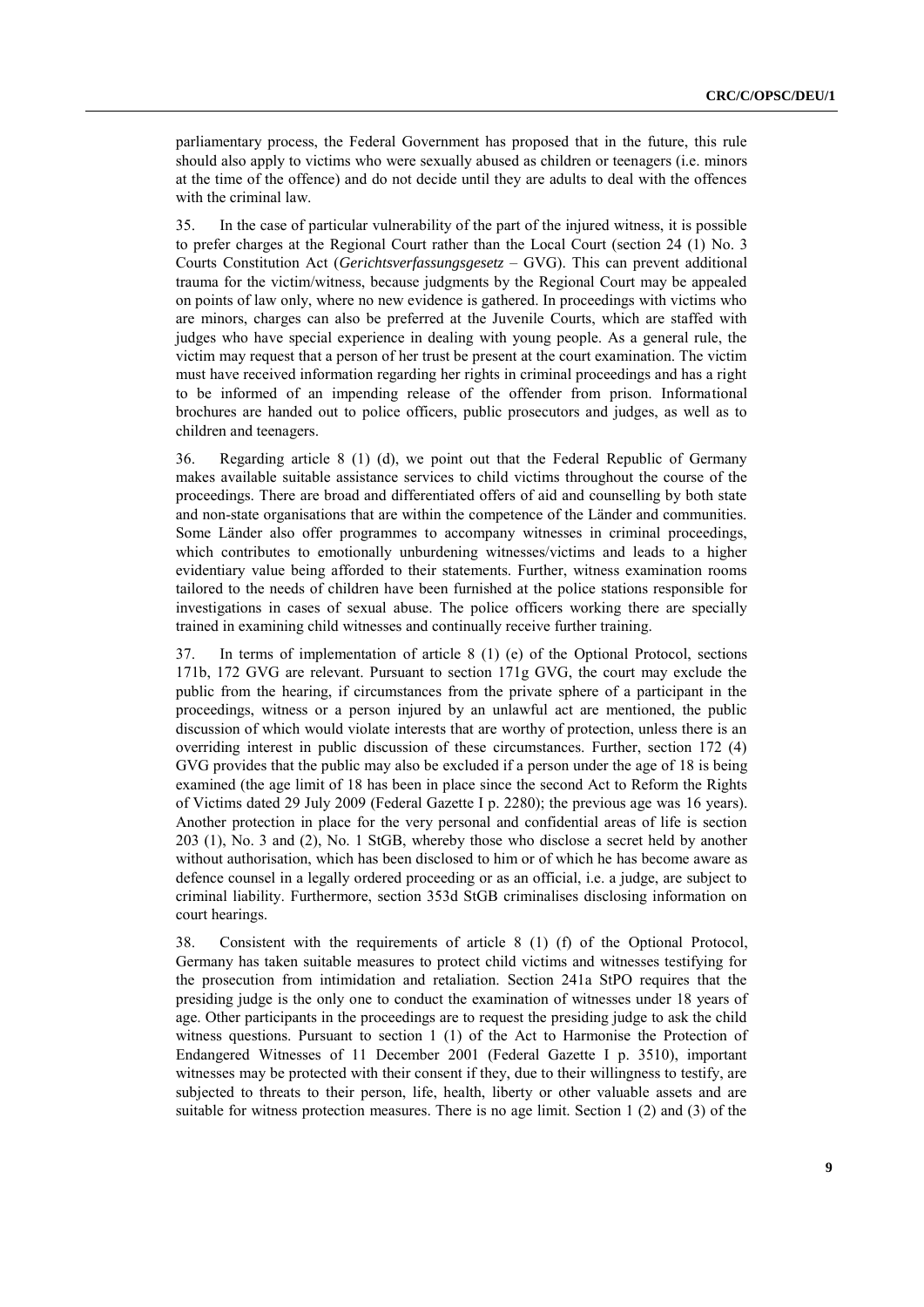parliamentary process, the Federal Government has proposed that in the future, this rule should also apply to victims who were sexually abused as children or teenagers (i.e. minors at the time of the offence) and do not decide until they are adults to deal with the offences with the criminal law.

35. In the case of particular vulnerability of the part of the injured witness, it is possible to prefer charges at the Regional Court rather than the Local Court (section 24 (1) No. 3 Courts Constitution Act (*Gerichtsverfassungsgesetz* – GVG). This can prevent additional trauma for the victim/witness, because judgments by the Regional Court may be appealed on points of law only, where no new evidence is gathered. In proceedings with victims who are minors, charges can also be preferred at the Juvenile Courts, which are staffed with judges who have special experience in dealing with young people. As a general rule, the victim may request that a person of her trust be present at the court examination. The victim must have received information regarding her rights in criminal proceedings and has a right to be informed of an impending release of the offender from prison. Informational brochures are handed out to police officers, public prosecutors and judges, as well as to children and teenagers.

36. Regarding article 8 (1) (d), we point out that the Federal Republic of Germany makes available suitable assistance services to child victims throughout the course of the proceedings. There are broad and differentiated offers of aid and counselling by both state and non-state organisations that are within the competence of the Länder and communities. Some Länder also offer programmes to accompany witnesses in criminal proceedings, which contributes to emotionally unburdening witnesses/victims and leads to a higher evidentiary value being afforded to their statements. Further, witness examination rooms tailored to the needs of children have been furnished at the police stations responsible for investigations in cases of sexual abuse. The police officers working there are specially trained in examining child witnesses and continually receive further training.

37. In terms of implementation of article 8 (1) (e) of the Optional Protocol, sections 171b, 172 GVG are relevant. Pursuant to section 171g GVG, the court may exclude the public from the hearing, if circumstances from the private sphere of a participant in the proceedings, witness or a person injured by an unlawful act are mentioned, the public discussion of which would violate interests that are worthy of protection, unless there is an overriding interest in public discussion of these circumstances. Further, section 172 (4) GVG provides that the public may also be excluded if a person under the age of 18 is being examined (the age limit of 18 has been in place since the second Act to Reform the Rights of Victims dated 29 July 2009 (Federal Gazette I p. 2280); the previous age was 16 years). Another protection in place for the very personal and confidential areas of life is section 203 (1), No. 3 and (2), No. 1 StGB, whereby those who disclose a secret held by another without authorisation, which has been disclosed to him or of which he has become aware as defence counsel in a legally ordered proceeding or as an official, i.e. a judge, are subject to criminal liability. Furthermore, section 353d StGB criminalises disclosing information on court hearings.

38. Consistent with the requirements of article 8 (1) (f) of the Optional Protocol, Germany has taken suitable measures to protect child victims and witnesses testifying for the prosecution from intimidation and retaliation. Section 241a StPO requires that the presiding judge is the only one to conduct the examination of witnesses under 18 years of age. Other participants in the proceedings are to request the presiding judge to ask the child witness questions. Pursuant to section 1 (1) of the Act to Harmonise the Protection of Endangered Witnesses of 11 December 2001 (Federal Gazette I p. 3510), important witnesses may be protected with their consent if they, due to their willingness to testify, are subjected to threats to their person, life, health, liberty or other valuable assets and are suitable for witness protection measures. There is no age limit. Section 1 (2) and (3) of the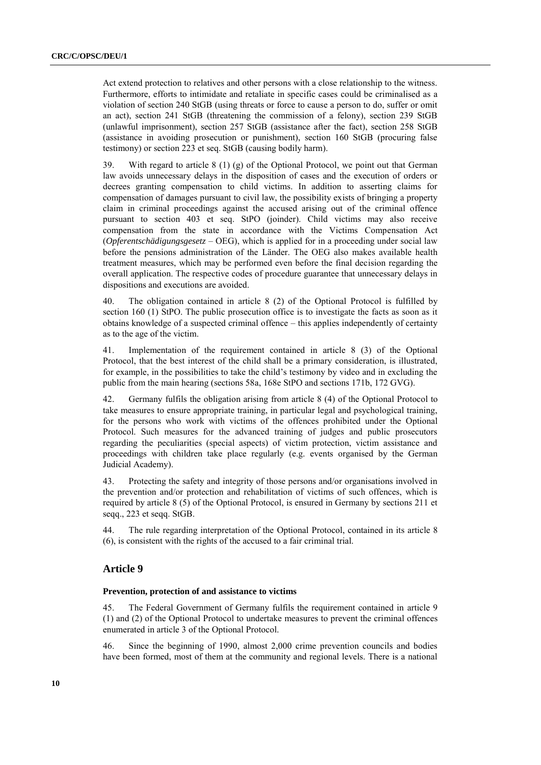Act extend protection to relatives and other persons with a close relationship to the witness. Furthermore, efforts to intimidate and retaliate in specific cases could be criminalised as a violation of section 240 StGB (using threats or force to cause a person to do, suffer or omit an act), section 241 StGB (threatening the commission of a felony), section 239 StGB (unlawful imprisonment), section 257 StGB (assistance after the fact), section 258 StGB (assistance in avoiding prosecution or punishment), section 160 StGB (procuring false testimony) or section 223 et seq. StGB (causing bodily harm).

39. With regard to article 8 (1) (g) of the Optional Protocol, we point out that German law avoids unnecessary delays in the disposition of cases and the execution of orders or decrees granting compensation to child victims. In addition to asserting claims for compensation of damages pursuant to civil law, the possibility exists of bringing a property claim in criminal proceedings against the accused arising out of the criminal offence pursuant to section 403 et seq. StPO (joinder). Child victims may also receive compensation from the state in accordance with the Victims Compensation Act (*Opferentschädigungsgesetz* – OEG), which is applied for in a proceeding under social law before the pensions administration of the Länder. The OEG also makes available health treatment measures, which may be performed even before the final decision regarding the overall application. The respective codes of procedure guarantee that unnecessary delays in dispositions and executions are avoided.

40. The obligation contained in article 8 (2) of the Optional Protocol is fulfilled by section 160 (1) StPO. The public prosecution office is to investigate the facts as soon as it obtains knowledge of a suspected criminal offence – this applies independently of certainty as to the age of the victim.

41. Implementation of the requirement contained in article 8 (3) of the Optional Protocol, that the best interest of the child shall be a primary consideration, is illustrated, for example, in the possibilities to take the child's testimony by video and in excluding the public from the main hearing (sections 58a, 168e StPO and sections 171b, 172 GVG).

42. Germany fulfils the obligation arising from article 8 (4) of the Optional Protocol to take measures to ensure appropriate training, in particular legal and psychological training, for the persons who work with victims of the offences prohibited under the Optional Protocol. Such measures for the advanced training of judges and public prosecutors regarding the peculiarities (special aspects) of victim protection, victim assistance and proceedings with children take place regularly (e.g. events organised by the German Judicial Academy).

43. Protecting the safety and integrity of those persons and/or organisations involved in the prevention and/or protection and rehabilitation of victims of such offences, which is required by article 8 (5) of the Optional Protocol, is ensured in Germany by sections 211 et seqq., 223 et seqq. StGB.

44. The rule regarding interpretation of the Optional Protocol, contained in its article 8 (6), is consistent with the rights of the accused to a fair criminal trial.

## Article 9

### Prevention, protection of and assistance to victims

45. The Federal Government of Germany fulfils the requirement contained in article 9 (1) and (2) of the Optional Protocol to undertake measures to prevent the criminal offences enumerated in article 3 of the Optional Protocol.

46. Since the beginning of 1990, almost 2,000 crime prevention councils and bodies have been formed, most of them at the community and regional levels. There is a national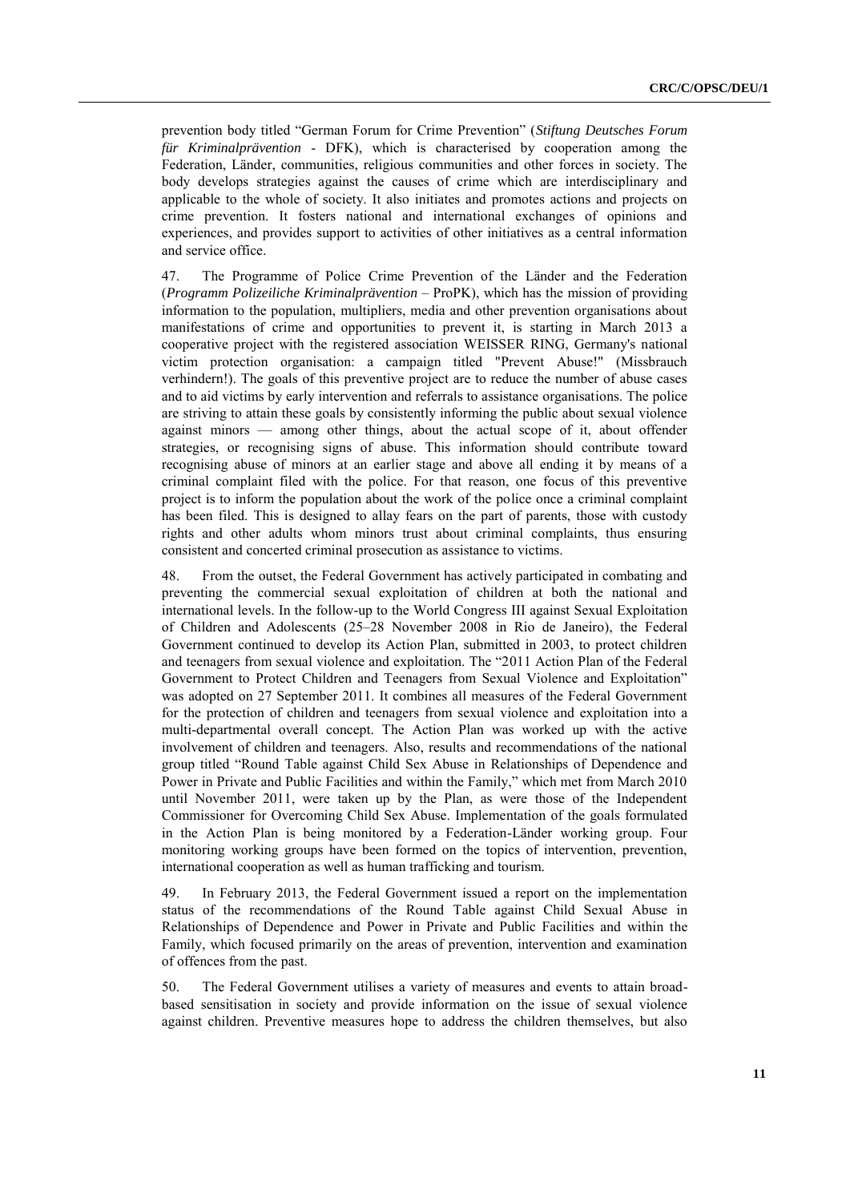prevention body titled "German Forum for Crime Prevention" (*Stiftung Deutsches Forum für Kriminalprävention* - DFK), which is characterised by cooperation among the Federation, Länder, communities, religious communities and other forces in society. The body develops strategies against the causes of crime which are interdisciplinary and applicable to the whole of society. It also initiates and promotes actions and projects on crime prevention. It fosters national and international exchanges of opinions and experiences, and provides support to activities of other initiatives as a central information and service office.

47. The Programme of Police Crime Prevention of the Länder and the Federation (*Programm Polizeiliche Kriminalprävention* – ProPK), which has the mission of providing information to the population, multipliers, media and other prevention organisations about manifestations of crime and opportunities to prevent it, is starting in March 2013 a cooperative project with the registered association WEISSER RING, Germany's national victim protection organisation: a campaign titled "Prevent Abuse!" (Missbrauch verhindern!). The goals of this preventive project are to reduce the number of abuse cases and to aid victims by early intervention and referrals to assistance organisations. The police are striving to attain these goals by consistently informing the public about sexual violence against minors — among other things, about the actual scope of it, about offender strategies, or recognising signs of abuse. This information should contribute toward recognising abuse of minors at an earlier stage and above all ending it by means of a criminal complaint filed with the police. For that reason, one focus of this preventive project is to inform the population about the work of the police once a criminal complaint has been filed. This is designed to allay fears on the part of parents, those with custody rights and other adults whom minors trust about criminal complaints, thus ensuring consistent and concerted criminal prosecution as assistance to victims.

48. From the outset, the Federal Government has actively participated in combating and preventing the commercial sexual exploitation of children at both the national and international levels. In the follow-up to the World Congress III against Sexual Exploitation of Children and Adolescents (25–28 November 2008 in Rio de Janeiro), the Federal Government continued to develop its Action Plan, submitted in 2003, to protect children and teenagers from sexual violence and exploitation. The "2011 Action Plan of the Federal Government to Protect Children and Teenagers from Sexual Violence and Exploitation" was adopted on 27 September 2011. It combines all measures of the Federal Government for the protection of children and teenagers from sexual violence and exploitation into a multi-departmental overall concept. The Action Plan was worked up with the active involvement of children and teenagers. Also, results and recommendations of the national group titled "Round Table against Child Sex Abuse in Relationships of Dependence and Power in Private and Public Facilities and within the Family," which met from March 2010 until November 2011, were taken up by the Plan, as were those of the Independent Commissioner for Overcoming Child Sex Abuse. Implementation of the goals formulated in the Action Plan is being monitored by a Federation-Länder working group. Four monitoring working groups have been formed on the topics of intervention, prevention, international cooperation as well as human trafficking and tourism.

49. In February 2013, the Federal Government issued a report on the implementation status of the recommendations of the Round Table against Child Sexual Abuse in Relationships of Dependence and Power in Private and Public Facilities and within the Family, which focused primarily on the areas of prevention, intervention and examination of offences from the past.

50. The Federal Government utilises a variety of measures and events to attain broad-based sensitisation in society and provide information on the issue of sexual violence against children. Preventive measures hope to address the children themselves, but also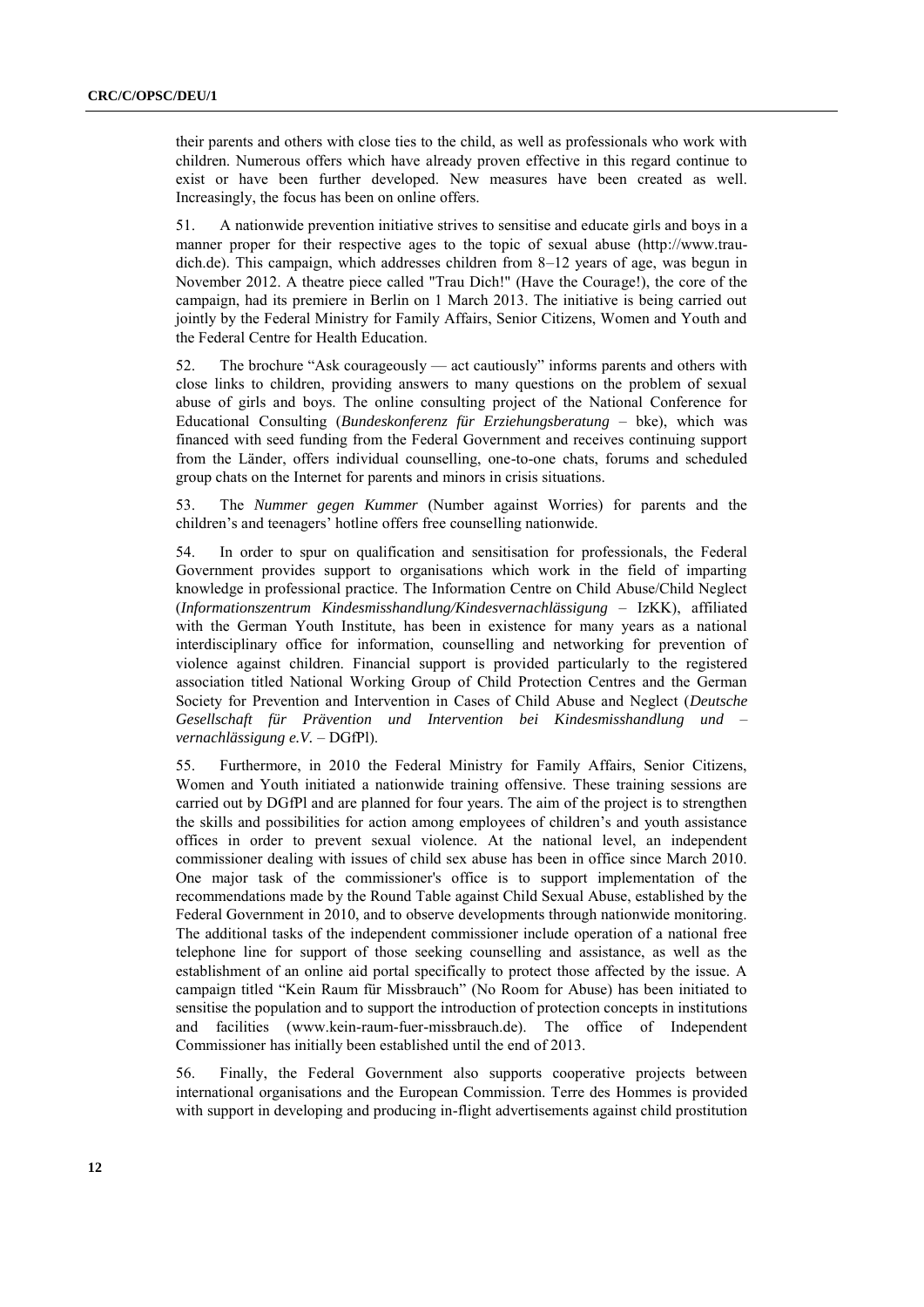their parents and others with close ties to the child, as well as professionals who work with children. Numerous offers which have already proven effective in this regard continue to exist or have been further developed. New measures have been created as well. Increasingly, the focus has been on online offers.

51. A nationwide prevention initiative strives to sensitise and educate girls and boys in a manner proper for their respective ages to the topic of sexual abuse (http://www.trau-dich.de). This campaign, which addresses children from 8–12 years of age, was begun in November 2012. A theatre piece called "Trau Dich!" (Have the Courage!), the core of the campaign, had its premiere in Berlin on 1 March 2013. The initiative is being carried out jointly by the Federal Ministry for Family Affairs, Senior Citizens, Women and Youth and the Federal Centre for Health Education.

52. The brochure "Ask courageously — act cautiously" informs parents and others with close links to children, providing answers to many questions on the problem of sexual abuse of girls and boys. The online consulting project of the National Conference for Educational Consulting (*Bundeskonferenz für Erziehungsberatung* – bke), which was financed with seed funding from the Federal Government and receives continuing support from the Länder, offers individual counselling, one-to-one chats, forums and scheduled group chats on the Internet for parents and minors in crisis situations.

53. The *Nummer gegen Kummer* (Number against Worries) for parents and the children's and teenagers' hotline offers free counselling nationwide.

54. In order to spur on qualification and sensitisation for professionals, the Federal Government provides support to organisations which work in the field of imparting knowledge in professional practice. The Information Centre on Child Abuse/Child Neglect (*Informationszentrum Kindesmisshandlung/Kindesvernachlässigung* – IzKK), affiliated with the German Youth Institute, has been in existence for many years as a national interdisciplinary office for information, counselling and networking for prevention of violence against children. Financial support is provided particularly to the registered association titled National Working Group of Child Protection Centres and the German Society for Prevention and Intervention in Cases of Child Abuse and Neglect (*Deutsche Gesellschaft für Prävention und Intervention bei Kindesmisshandlung und –vernachlässigung e.V.* – DGfPl).

55. Furthermore, in 2010 the Federal Ministry for Family Affairs, Senior Citizens, Women and Youth initiated a nationwide training offensive. These training sessions are carried out by DGfPl and are planned for four years. The aim of the project is to strengthen the skills and possibilities for action among employees of children's and youth assistance offices in order to prevent sexual violence. At the national level, an independent commissioner dealing with issues of child sex abuse has been in office since March 2010. One major task of the commissioner's office is to support implementation of the recommendations made by the Round Table against Child Sexual Abuse, established by the Federal Government in 2010, and to observe developments through nationwide monitoring. The additional tasks of the independent commissioner include operation of a national free telephone line for support of those seeking counselling and assistance, as well as the establishment of an online aid portal specifically to protect those affected by the issue. A campaign titled "Kein Raum für Missbrauch" (No Room for Abuse) has been initiated to sensitise the population and to support the introduction of protection concepts in institutions and facilities (www.kein-raum-fuer-missbrauch.de). The office of Independent Commissioner has initially been established until the end of 2013.

56. Finally, the Federal Government also supports cooperative projects between international organisations and the European Commission. Terre des Hommes is provided with support in developing and producing in-flight advertisements against child prostitution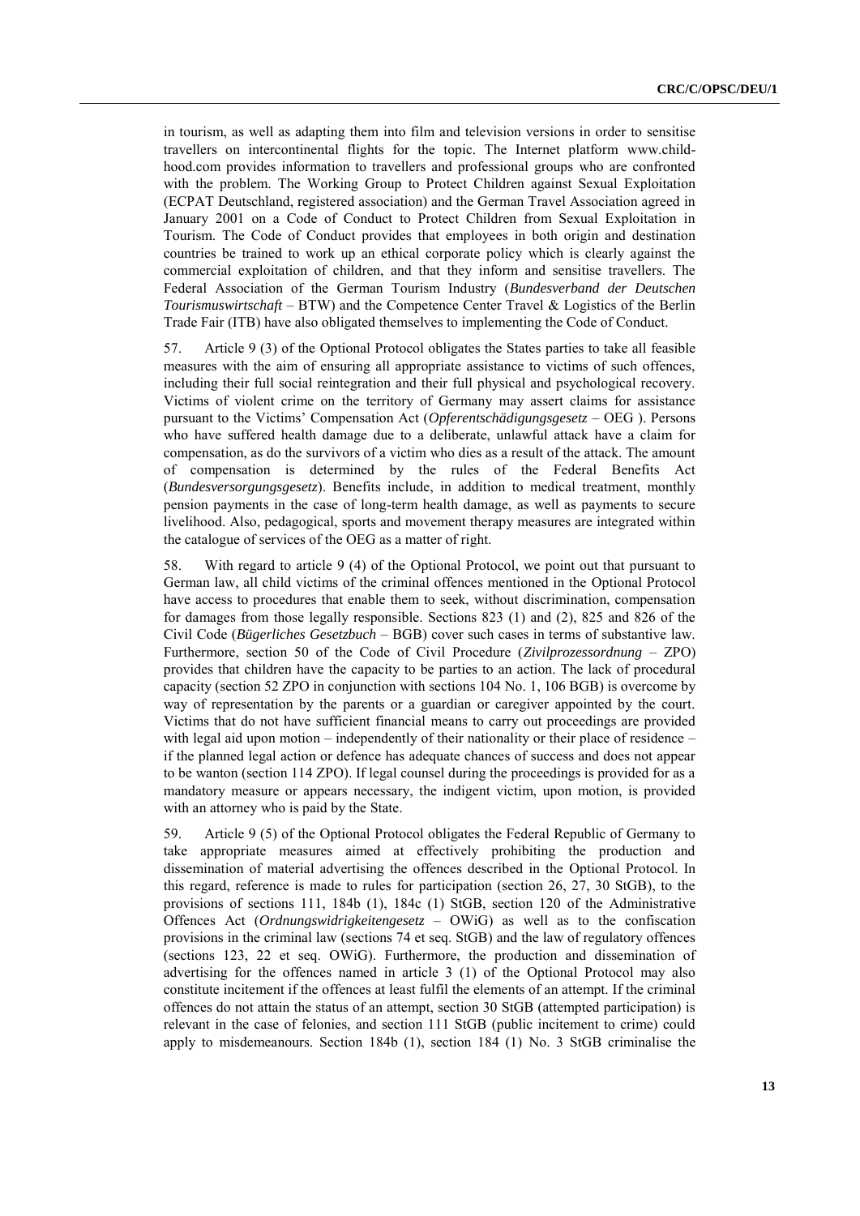in tourism, as well as adapting them into film and television versions in order to sensitise travellers on intercontinental flights for the topic. The Internet platform www.child-hood.com provides information to travellers and professional groups who are confronted with the problem. The Working Group to Protect Children against Sexual Exploitation (ECPAT Deutschland, registered association) and the German Travel Association agreed in January 2001 on a Code of Conduct to Protect Children from Sexual Exploitation in Tourism. The Code of Conduct provides that employees in both origin and destination countries be trained to work up an ethical corporate policy which is clearly against the commercial exploitation of children, and that they inform and sensitise travellers. The Federal Association of the German Tourism Industry (*Bundesverband der Deutschen Tourismuswirtschaft* – BTW) and the Competence Center Travel & Logistics of the Berlin Trade Fair (ITB) have also obligated themselves to implementing the Code of Conduct.

57. Article 9 (3) of the Optional Protocol obligates the States parties to take all feasible measures with the aim of ensuring all appropriate assistance to victims of such offences, including their full social reintegration and their full physical and psychological recovery. Victims of violent crime on the territory of Germany may assert claims for assistance pursuant to the Victims' Compensation Act (*Opferentschädigungsgesetz* – OEG ). Persons who have suffered health damage due to a deliberate, unlawful attack have a claim for compensation, as do the survivors of a victim who dies as a result of the attack. The amount of compensation is determined by the rules of the Federal Benefits Act (*Bundesversorgungsgesetz*). Benefits include, in addition to medical treatment, monthly pension payments in the case of long-term health damage, as well as payments to secure livelihood. Also, pedagogical, sports and movement therapy measures are integrated within the catalogue of services of the OEG as a matter of right.

58. With regard to article 9 (4) of the Optional Protocol, we point out that pursuant to German law, all child victims of the criminal offences mentioned in the Optional Protocol have access to procedures that enable them to seek, without discrimination, compensation for damages from those legally responsible. Sections 823 (1) and (2), 825 and 826 of the Civil Code (*Bügerliches Gesetzbuch* – BGB) cover such cases in terms of substantive law. Furthermore, section 50 of the Code of Civil Procedure (*Zivilprozessordnung* – ZPO) provides that children have the capacity to be parties to an action. The lack of procedural capacity (section 52 ZPO in conjunction with sections 104 No. 1, 106 BGB) is overcome by way of representation by the parents or a guardian or caregiver appointed by the court. Victims that do not have sufficient financial means to carry out proceedings are provided with legal aid upon motion – independently of their nationality or their place of residence – if the planned legal action or defence has adequate chances of success and does not appear to be wanton (section 114 ZPO). If legal counsel during the proceedings is provided for as a mandatory measure or appears necessary, the indigent victim, upon motion, is provided with an attorney who is paid by the State.

59. Article 9 (5) of the Optional Protocol obligates the Federal Republic of Germany to take appropriate measures aimed at effectively prohibiting the production and dissemination of material advertising the offences described in the Optional Protocol. In this regard, reference is made to rules for participation (section 26, 27, 30 StGB), to the provisions of sections 111, 184b (1), 184c (1) StGB, section 120 of the Administrative Offences Act (*Ordnungswidrigkeitengesetz* – OWiG) as well as to the confiscation provisions in the criminal law (sections 74 et seq. StGB) and the law of regulatory offences (sections 123, 22 et seq. OWiG). Furthermore, the production and dissemination of advertising for the offences named in article 3 (1) of the Optional Protocol may also constitute incitement if the offences at least fulfil the elements of an attempt. If the criminal offences do not attain the status of an attempt, section 30 StGB (attempted participation) is relevant in the case of felonies, and section 111 StGB (public incitement to crime) could apply to misdemeanours. Section 184b (1), section 184 (1) No. 3 StGB criminalise the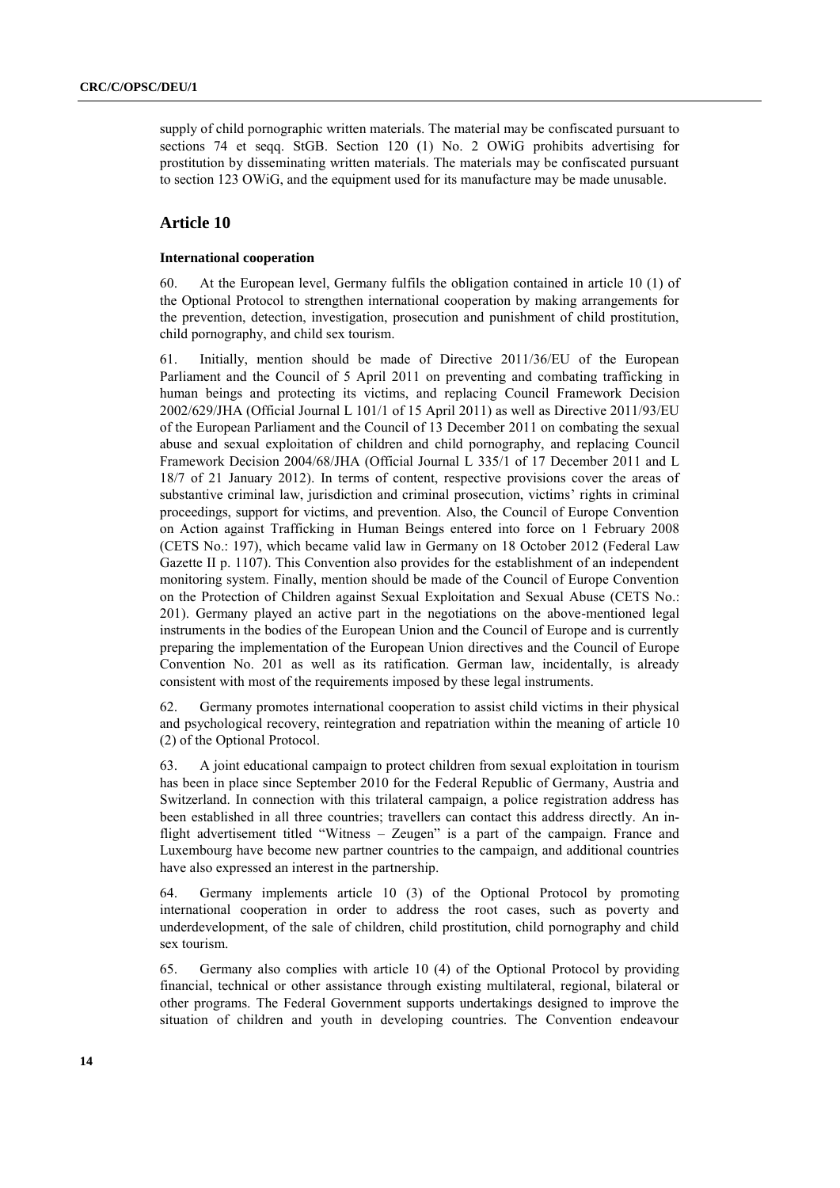supply of child pornographic written materials. The material may be confiscated pursuant to sections 74 et seqq. StGB. Section 120 (1) No. 2 OWiG prohibits advertising for prostitution by disseminating written materials. The materials may be confiscated pursuant to section 123 OWiG, and the equipment used for its manufacture may be made unusable.

## Article 10

**International cooperation**

60. At the European level, Germany fulfils the obligation contained in article 10 (1) of the Optional Protocol to strengthen international cooperation by making arrangements for the prevention, detection, investigation, prosecution and punishment of child prostitution, child pornography, and child sex tourism.

61. Initially, mention should be made of Directive 2011/36/EU of the European Parliament and the Council of 5 April 2011 on preventing and combating trafficking in human beings and protecting its victims, and replacing Council Framework Decision 2002/629/JHA (Official Journal L 101/1 of 15 April 2011) as well as Directive 2011/93/EU of the European Parliament and the Council of 13 December 2011 on combating the sexual abuse and sexual exploitation of children and child pornography, and replacing Council Framework Decision 2004/68/JHA (Official Journal L 335/1 of 17 December 2011 and L 18/7 of 21 January 2012). In terms of content, respective provisions cover the areas of substantive criminal law, jurisdiction and criminal prosecution, victims' rights in criminal proceedings, support for victims, and prevention. Also, the Council of Europe Convention on Action against Trafficking in Human Beings entered into force on 1 February 2008 (CETS No.: 197), which became valid law in Germany on 18 October 2012 (Federal Law Gazette II p. 1107). This Convention also provides for the establishment of an independent monitoring system. Finally, mention should be made of the Council of Europe Convention on the Protection of Children against Sexual Exploitation and Sexual Abuse (CETS No.: 201). Germany played an active part in the negotiations on the above-mentioned legal instruments in the bodies of the European Union and the Council of Europe and is currently preparing the implementation of the European Union directives and the Council of Europe Convention No. 201 as well as its ratification. German law, incidentally, is already consistent with most of the requirements imposed by these legal instruments.

62. Germany promotes international cooperation to assist child victims in their physical and psychological recovery, reintegration and repatriation within the meaning of article 10 (2) of the Optional Protocol.

63. A joint educational campaign to protect children from sexual exploitation in tourism has been in place since September 2010 for the Federal Republic of Germany, Austria and Switzerland. In connection with this trilateral campaign, a police registration address has been established in all three countries; travellers can contact this address directly. An in-flight advertisement titled "Witness – Zeugen" is a part of the campaign. France and Luxembourg have become new partner countries to the campaign, and additional countries have also expressed an interest in the partnership.

64. Germany implements article 10 (3) of the Optional Protocol by promoting international cooperation in order to address the root cases, such as poverty and underdevelopment, of the sale of children, child prostitution, child pornography and child sex tourism.

65. Germany also complies with article 10 (4) of the Optional Protocol by providing financial, technical or other assistance through existing multilateral, regional, bilateral or other programs. The Federal Government supports undertakings designed to improve the situation of children and youth in developing countries. The Convention endeavour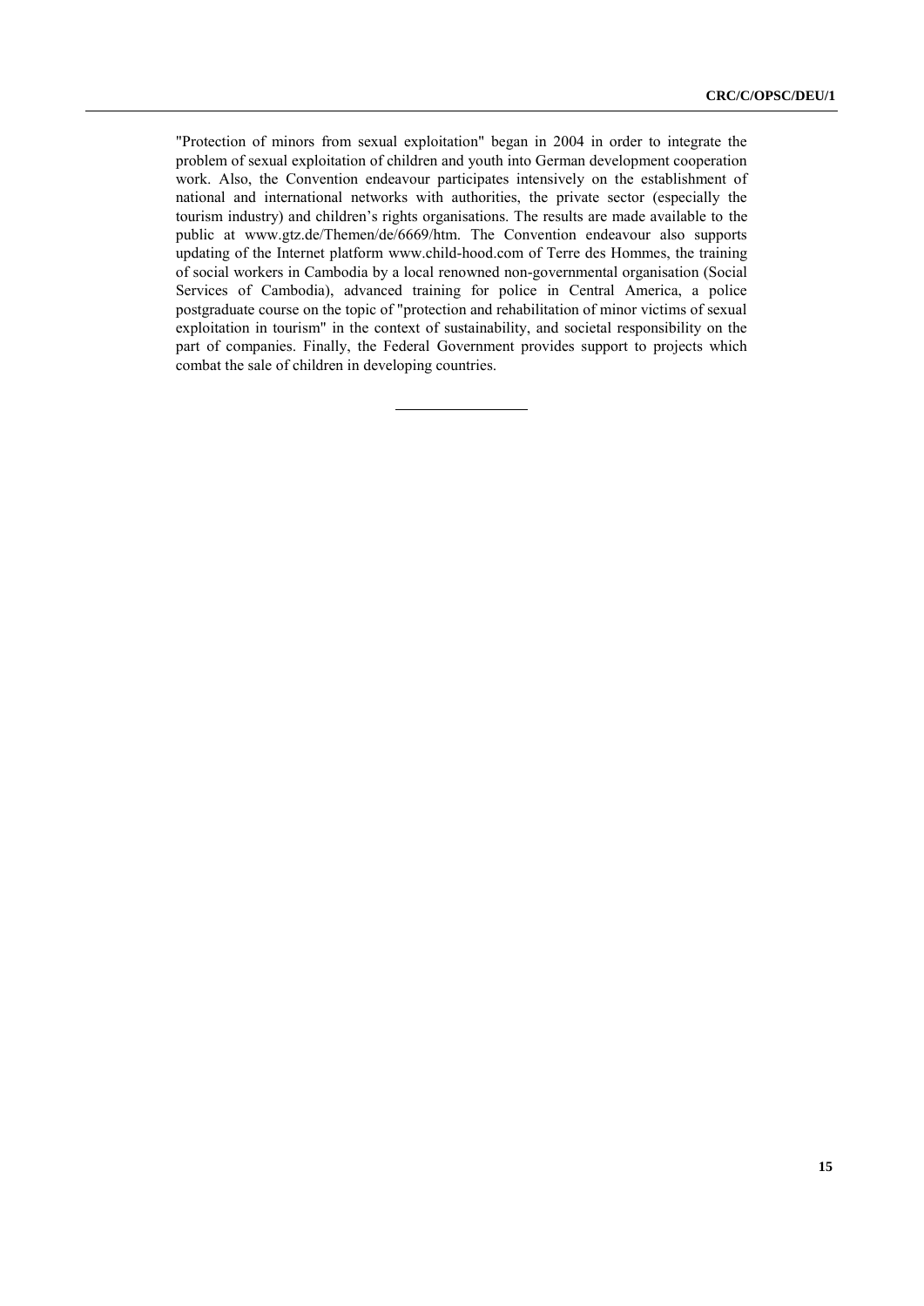"Protection of minors from sexual exploitation" began in 2004 in order to integrate the problem of sexual exploitation of children and youth into German development cooperation work. Also, the Convention endeavour participates intensively on the establishment of national and international networks with authorities, the private sector (especially the tourism industry) and children's rights organisations. The results are made available to the public at www.gtz.de/Themen/de/6669/htm. The Convention endeavour also supports updating of the Internet platform www.child-hood.com of Terre des Hommes, the training of social workers in Cambodia by a local renowned non-governmental organisation (Social Services of Cambodia), advanced training for police in Central America, a police postgraduate course on the topic of "protection and rehabilitation of minor victims of sexual exploitation in tourism" in the context of sustainability, and societal responsibility on the part of companies. Finally, the Federal Government provides support to projects which combat the sale of children in developing countries.